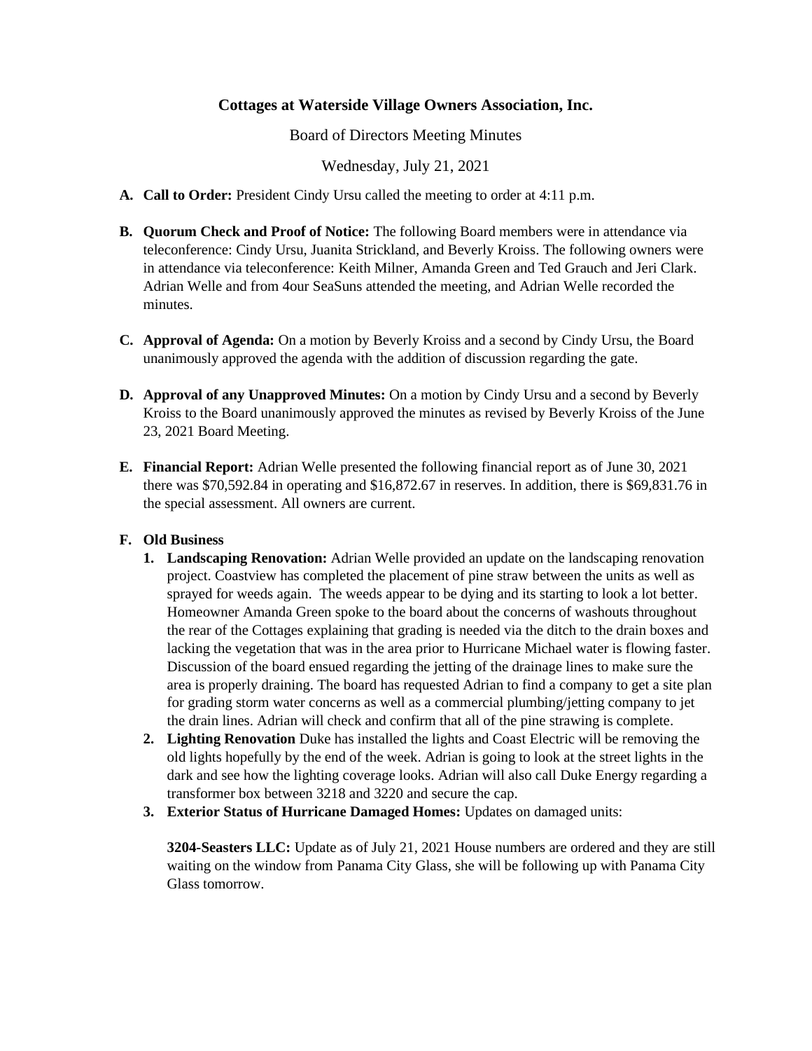# Cottages at Waterside Village Owners Association, Inc.

Board of Directors Meeting Minutes

Wednesday, July 21, 2021

**A. Call to Order:** President Cindy Ursu called the meeting to order at 4:11 p.m.

**B. Quorum Check and Proof of Notice:** The following Board members were in attendance via teleconference: Cindy Ursu, Juanita Strickland, and Beverly Kroiss. The following owners were in attendance via teleconference: Keith Milner, Amanda Green and Ted Grauch and Jeri Clark. Adrian Welle and from 4our SeaSuns attended the meeting, and Adrian Welle recorded the minutes.

**C. Approval of Agenda:** On a motion by Beverly Kroiss and a second by Cindy Ursu, the Board unanimously approved the agenda with the addition of discussion regarding the gate.

**D. Approval of any Unapproved Minutes:** On a motion by Cindy Ursu and a second by Beverly Kroiss to the Board unanimously approved the minutes as revised by Beverly Kroiss of the June 23, 2021 Board Meeting.

**E. Financial Report:** Adrian Welle presented the following financial report as of June 30, 2021 there was $70,592.84 in operating and $16,872.67 in reserves. In addition, there is $69,831.76 in the special assessment. All owners are current.

**F. Old Business**

1. **Landscaping Renovation:** Adrian Welle provided an update on the landscaping renovation project. Coastview has completed the placement of pine straw between the units as well as sprayed for weeds again. The weeds appear to be dying and its starting to look a lot better. Homeowner Amanda Green spoke to the board about the concerns of washouts throughout the rear of the Cottages explaining that grading is needed via the ditch to the drain boxes and lacking the vegetation that was in the area prior to Hurricane Michael water is flowing faster. Discussion of the board ensued regarding the jetting of the drainage lines to make sure the area is properly draining. The board has requested Adrian to find a company to get a site plan for grading storm water concerns as well as a commercial plumbing/jetting company to jet the drain lines. Adrian will check and confirm that all of the pine strawing is complete.
2. **Lighting Renovation** Duke has installed the lights and Coast Electric will be removing the old lights hopefully by the end of the week. Adrian is going to look at the street lights in the dark and see how the lighting coverage looks. Adrian will also call Duke Energy regarding a transformer box between 3218 and 3220 and secure the cap.
3. **Exterior Status of Hurricane Damaged Homes:** Updates on damaged units:

   **3204-Seasters LLC:** Update as of July 21, 2021 House numbers are ordered and they are still waiting on the window from Panama City Glass, she will be following up with Panama City Glass tomorrow.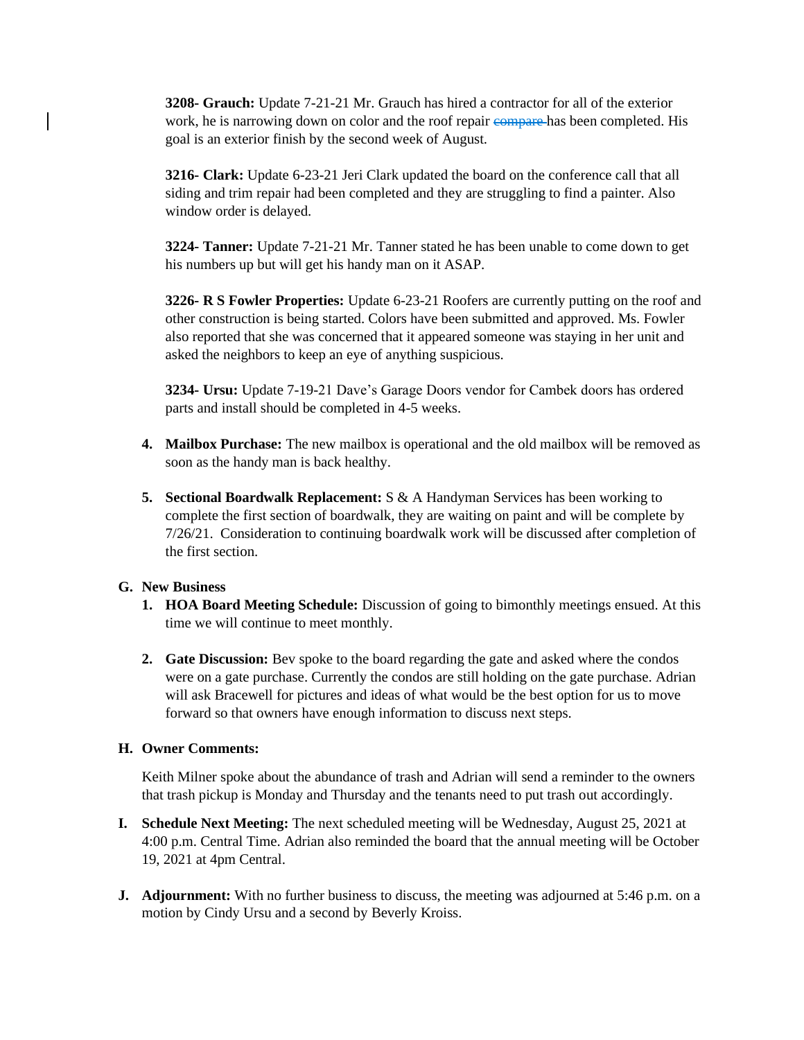**3208- Grauch:** Update 7-21-21 Mr. Grauch has hired a contractor for all of the exterior work, he is narrowing down on color and the roof repair ~~compare~~ has been completed. His goal is an exterior finish by the second week of August.

**3216- Clark:** Update 6-23-21 Jeri Clark updated the board on the conference call that all siding and trim repair had been completed and they are struggling to find a painter. Also window order is delayed.

**3224- Tanner:** Update 7-21-21 Mr. Tanner stated he has been unable to come down to get his numbers up but will get his handy man on it ASAP.

**3226- R S Fowler Properties:** Update 6-23-21 Roofers are currently putting on the roof and other construction is being started. Colors have been submitted and approved. Ms. Fowler also reported that she was concerned that it appeared someone was staying in her unit and asked the neighbors to keep an eye of anything suspicious.

**3234- Ursu:** Update 7-19-21 Dave's Garage Doors vendor for Cambek doors has ordered parts and install should be completed in 4-5 weeks.

4. **Mailbox Purchase:** The new mailbox is operational and the old mailbox will be removed as soon as the handy man is back healthy.

5. **Sectional Boardwalk Replacement:** S & A Handyman Services has been working to complete the first section of boardwalk, they are waiting on paint and will be complete by 7/26/21. Consideration to continuing boardwalk work will be discussed after completion of the first section.

**G. New Business**

1. **HOA Board Meeting Schedule:** Discussion of going to bimonthly meetings ensued. At this time we will continue to meet monthly.

2. **Gate Discussion:** Bev spoke to the board regarding the gate and asked where the condos were on a gate purchase. Currently the condos are still holding on the gate purchase. Adrian will ask Bracewell for pictures and ideas of what would be the best option for us to move forward so that owners have enough information to discuss next steps.

**H. Owner Comments:**

Keith Milner spoke about the abundance of trash and Adrian will send a reminder to the owners that trash pickup is Monday and Thursday and the tenants need to put trash out accordingly.

**I. Schedule Next Meeting:** The next scheduled meeting will be Wednesday, August 25, 2021 at 4:00 p.m. Central Time. Adrian also reminded the board that the annual meeting will be October 19, 2021 at 4pm Central.

**J. Adjournment:** With no further business to discuss, the meeting was adjourned at 5:46 p.m. on a motion by Cindy Ursu and a second by Beverly Kroiss.